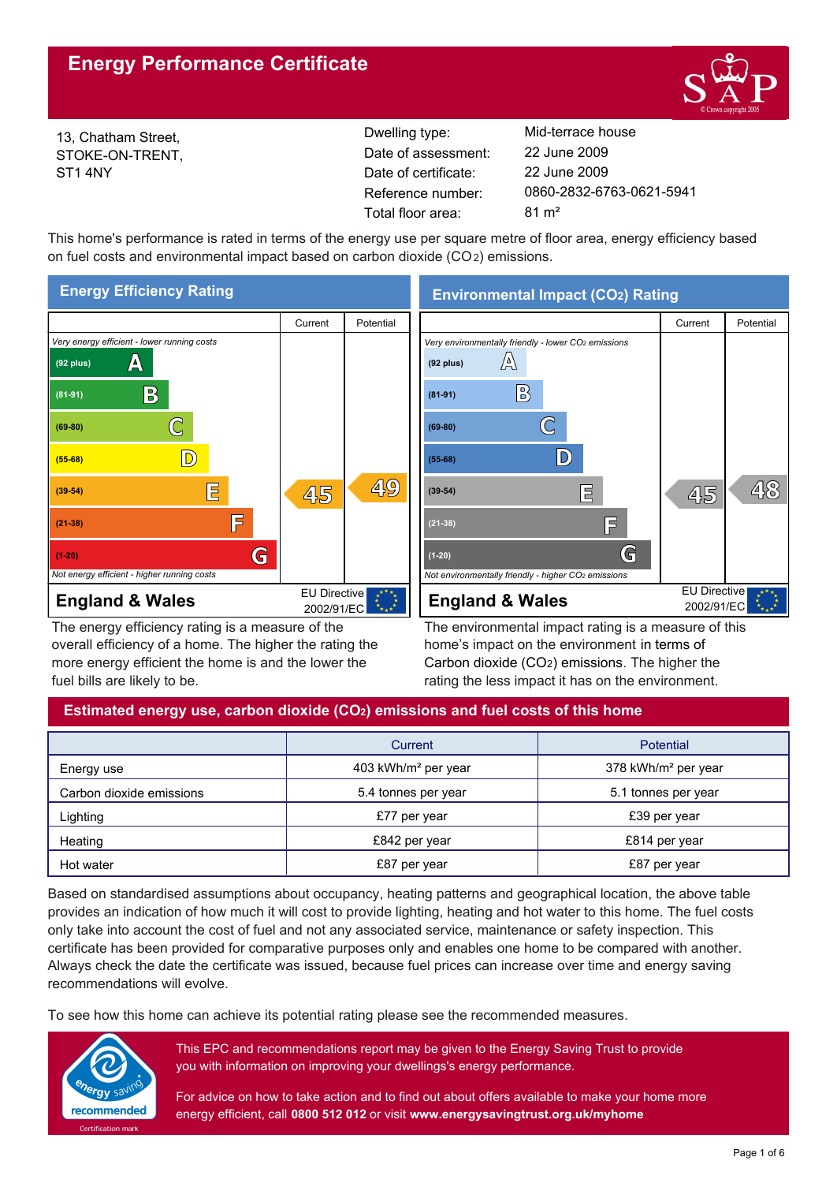# Energy Performance Certificate

13, Chatham Street,
STOKE-ON-TRENT,
ST1 4NY

| | |
|---|---|
| Dwelling type: | Mid-terrace house |
| Date of assessment: | 22 June 2009 |
| Date of certificate: | 22 June 2009 |
| Reference number: | 0860-2832-6763-0621-5941 |
| Total floor area: | 81 m² |

This home's performance is rated in terms of the energy use per square metre of floor area, energy efficiency based on fuel costs and environmental impact based on carbon dioxide ($CO_2$) emissions.

## Energy Efficiency Rating

| | Current | Potential |
|---|---|---|
| *Very energy efficient - lower running costs* | | |
| (92 plus) A | | |
| (81-91) B | | |
| (69-80) C | | |
| (55-68) D | | |
| (39-54) E | 45 | 49 |
| (21-38) F | | |
| (1-20) G | | |
| *Not energy efficient - higher running costs* | | |
| **England & Wales** | EU Directive 2002/91/EC | |

The energy efficiency rating is a measure of the overall efficiency of a home. The higher the rating the more energy efficient the home is and the lower the fuel bills are likely to be.

## Environmental Impact ($CO_2$) Rating

| | Current | Potential |
|---|---|---|
| *Very environmentally friendly - lower $CO_2$ emissions* | | |
| (92 plus) A | | |
| (81-91) B | | |
| (69-80) C | | |
| (55-68) D | | |
| (39-54) E | 45 | 48 |
| (21-38) F | | |
| (1-20) G | | |
| *Not environmentally friendly - higher $CO_2$ emissions* | | |
| **England & Wales** | EU Directive 2002/91/EC | |

The environmental impact rating is a measure of this home's impact on the environment in terms of Carbon dioxide ($CO_2$) emissions. The higher the rating the less impact it has on the environment.

## Estimated energy use, carbon dioxide ($CO_2$) emissions and fuel costs of this home

| | Current | Potential |
|---|---|---|
| Energy use | 403 kWh/m² per year | 378 kWh/m² per year |
| Carbon dioxide emissions | 5.4 tonnes per year | 5.1 tonnes per year |
| Lighting | £77 per year | £39 per year |
| Heating | £842 per year | £814 per year |
| Hot water | £87 per year | £87 per year |

Based on standardised assumptions about occupancy, heating patterns and geographical location, the above table provides an indication of how much it will cost to provide lighting, heating and hot water to this home. The fuel costs only take into account the cost of fuel and not any associated service, maintenance or safety inspection. This certificate has been provided for comparative purposes only and enables one home to be compared with another. Always check the date the certificate was issued, because fuel prices can increase over time and energy saving recommendations will evolve.

To see how this home can achieve its potential rating please see the recommended measures.

energy saving recommended
Certification mark

This EPC and recommendations report may be given to the Energy Saving Trust to provide you with information on improving your dwellings's energy performance.

For advice on how to take action and to find out about offers available to make your home more energy efficient, call **0800 512 012** or visit **www.energysavingtrust.org.uk/myhome**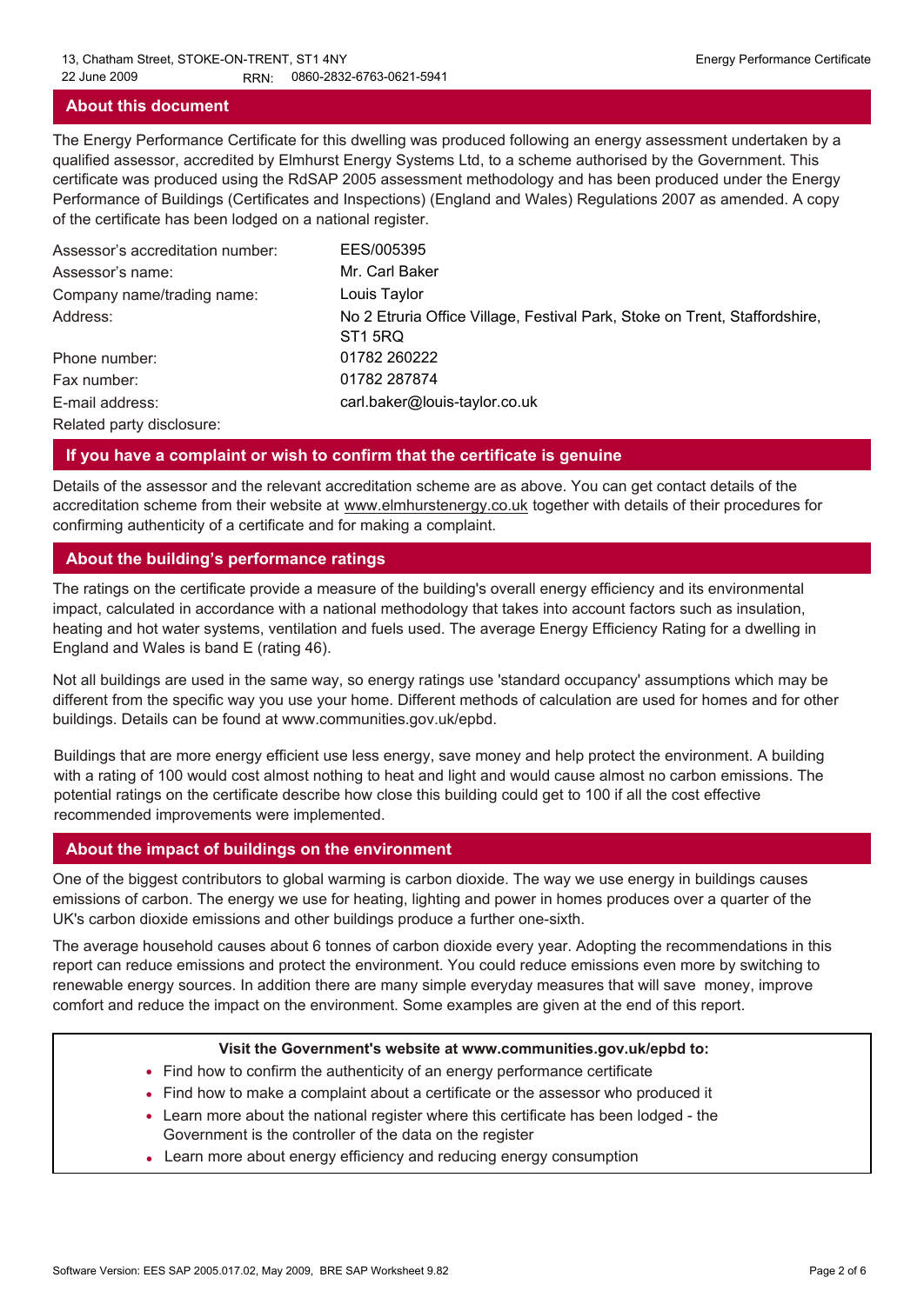## About this document

The Energy Performance Certificate for this dwelling was produced following an energy assessment undertaken by a qualified assessor, accredited by Elmhurst Energy Systems Ltd, to a scheme authorised by the Government. This certificate was produced using the RdSAP 2005 assessment methodology and has been produced under the Energy Performance of Buildings (Certificates and Inspections) (England and Wales) Regulations 2007 as amended. A copy of the certificate has been lodged on a national register.

| | |
|---|---|
| Assessor's accreditation number: | EES/005395 |
| Assessor's name: | Mr. Carl Baker |
| Company name/trading name: | Louis Taylor |
| Address: | No 2 Etruria Office Village, Festival Park, Stoke on Trent, Staffordshire, ST1 5RQ |
| Phone number: | 01782 260222 |
| Fax number: | 01782 287874 |
| E-mail address: | carl.baker@louis-taylor.co.uk |
| Related party disclosure: | |

## If you have a complaint or wish to confirm that the certificate is genuine

Details of the assessor and the relevant accreditation scheme are as above. You can get contact details of the accreditation scheme from their website at www.elmhurstenergy.co.uk together with details of their procedures for confirming authenticity of a certificate and for making a complaint.

## About the building's performance ratings

The ratings on the certificate provide a measure of the building's overall energy efficiency and its environmental impact, calculated in accordance with a national methodology that takes into account factors such as insulation, heating and hot water systems, ventilation and fuels used. The average Energy Efficiency Rating for a dwelling in England and Wales is band E (rating 46).

Not all buildings are used in the same way, so energy ratings use 'standard occupancy' assumptions which may be different from the specific way you use your home. Different methods of calculation are used for homes and for other buildings. Details can be found at www.communities.gov.uk/epbd.

Buildings that are more energy efficient use less energy, save money and help protect the environment. A building with a rating of 100 would cost almost nothing to heat and light and would cause almost no carbon emissions. The potential ratings on the certificate describe how close this building could get to 100 if all the cost effective recommended improvements were implemented.

## About the impact of buildings on the environment

One of the biggest contributors to global warming is carbon dioxide. The way we use energy in buildings causes emissions of carbon. The energy we use for heating, lighting and power in homes produces over a quarter of the UK's carbon dioxide emissions and other buildings produce a further one-sixth.

The average household causes about 6 tonnes of carbon dioxide every year. Adopting the recommendations in this report can reduce emissions and protect the environment. You could reduce emissions even more by switching to renewable energy sources. In addition there are many simple everyday measures that will save money, improve comfort and reduce the impact on the environment. Some examples are given at the end of this report.

**Visit the Government's website at www.communities.gov.uk/epbd to:**

- Find how to confirm the authenticity of an energy performance certificate
- Find how to make a complaint about a certificate or the assessor who produced it
- Learn more about the national register where this certificate has been lodged - the Government is the controller of the data on the register
- Learn more about energy efficiency and reducing energy consumption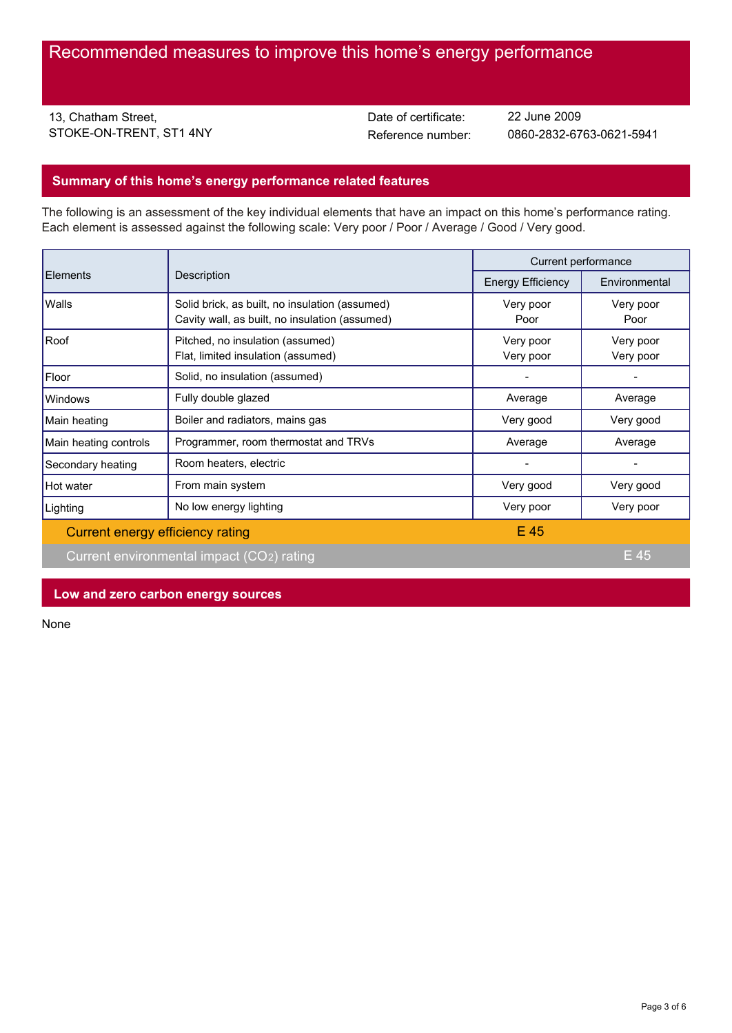# Recommended measures to improve this home's energy performance

13, Chatham Street,
STOKE-ON-TRENT, ST1 4NY

Date of certificate: 22 June 2009
Reference number: 0860-2832-6763-0621-5941

## Summary of this home's energy performance related features

The following is an assessment of the key individual elements that have an impact on this home's performance rating. Each element is assessed against the following scale: Very poor / Poor / Average / Good / Very good.

| Elements | Description | Current performance | |
|---|---|---|---|
| | | Energy Efficiency | Environmental |
| Walls | Solid brick, as built, no insulation (assumed)<br>Cavity wall, as built, no insulation (assumed) | Very poor<br>Poor | Very poor<br>Poor |
| Roof | Pitched, no insulation (assumed)<br>Flat, limited insulation (assumed) | Very poor<br>Very poor | Very poor<br>Very poor |
| Floor | Solid, no insulation (assumed) | - | - |
| Windows | Fully double glazed | Average | Average |
| Main heating | Boiler and radiators, mains gas | Very good | Very good |
| Main heating controls | Programmer, room thermostat and TRVs | Average | Average |
| Secondary heating | Room heaters, electric | - | - |
| Hot water | From main system | Very good | Very good |
| Lighting | No low energy lighting | Very poor | Very poor |
| Current energy efficiency rating | | E 45 | |
| Current environmental impact ($CO_2$) rating | | | E 45 |

## Low and zero carbon energy sources

None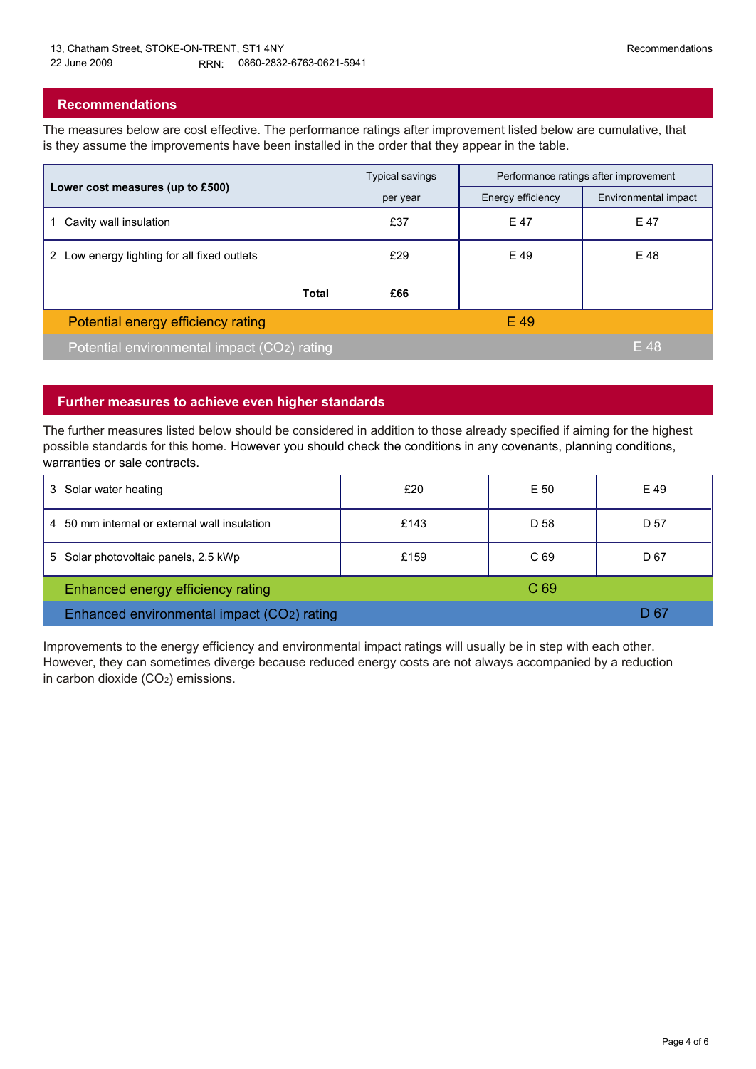## Recommendations

The measures below are cost effective. The performance ratings after improvement listed below are cumulative, that is they assume the improvements have been installed in the order that they appear in the table.

| Lower cost measures (up to £500) | Typical savings per year | Performance ratings after improvement | |
|---|---|---|---|
| | | Energy efficiency | Environmental impact |
| 1 Cavity wall insulation | £37 | E 47 | E 47 |
| 2 Low energy lighting for all fixed outlets | £29 | E 49 | E 48 |
| **Total** | **£66** | | |
| Potential energy efficiency rating | | E 49 | |
| Potential environmental impact ($CO_2$) rating | | | E 48 |

## Further measures to achieve even higher standards

The further measures listed below should be considered in addition to those already specified if aiming for the highest possible standards for this home. However you should check the conditions in any covenants, planning conditions, warranties or sale contracts.

| Measure | Typical savings per year | Energy efficiency | Environmental impact |
|---|---|---|---|
| 3 Solar water heating | £20 | E 50 | E 49 |
| 4 50 mm internal or external wall insulation | £143 | D 58 | D 57 |
| 5 Solar photovoltaic panels, 2.5 kWp | £159 | C 69 | D 67 |
| Enhanced energy efficiency rating | | C 69 | |
| Enhanced environmental impact ($CO_2$) rating | | | D 67 |

Improvements to the energy efficiency and environmental impact ratings will usually be in step with each other. However, they can sometimes diverge because reduced energy costs are not always accompanied by a reduction in carbon dioxide ($CO_2$) emissions.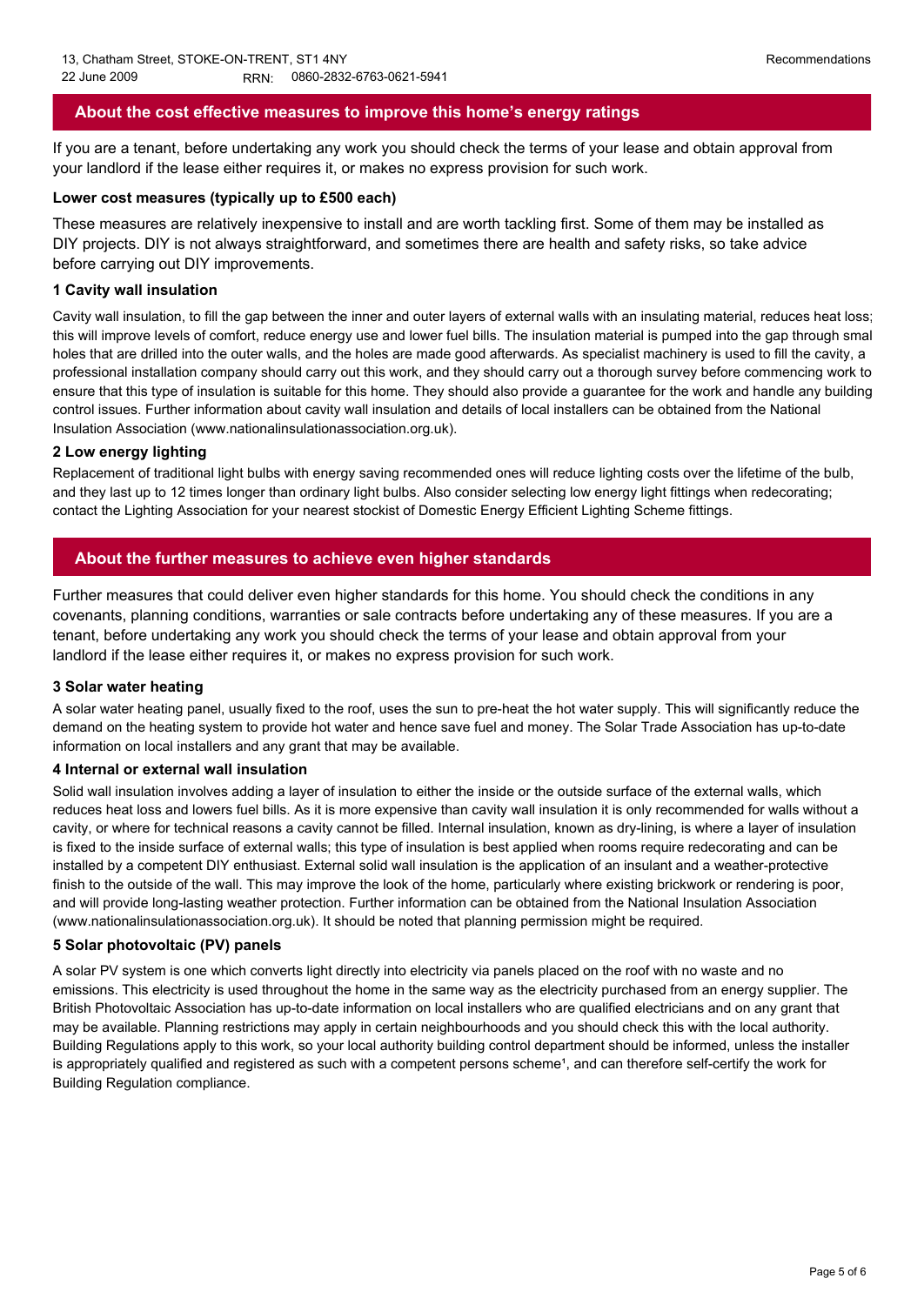## About the cost effective measures to improve this home's energy ratings

If you are a tenant, before undertaking any work you should check the terms of your lease and obtain approval from your landlord if the lease either requires it, or makes no express provision for such work.

**Lower cost measures (typically up to £500 each)**

These measures are relatively inexpensive to install and are worth tackling first. Some of them may be installed as DIY projects. DIY is not always straightforward, and sometimes there are health and safety risks, so take advice before carrying out DIY improvements.

**1 Cavity wall insulation**

Cavity wall insulation, to fill the gap between the inner and outer layers of external walls with an insulating material, reduces heat loss; this will improve levels of comfort, reduce energy use and lower fuel bills. The insulation material is pumped into the gap through smal holes that are drilled into the outer walls, and the holes are made good afterwards. As specialist machinery is used to fill the cavity, a professional installation company should carry out this work, and they should carry out a thorough survey before commencing work to ensure that this type of insulation is suitable for this home. They should also provide a guarantee for the work and handle any building control issues. Further information about cavity wall insulation and details of local installers can be obtained from the National Insulation Association (www.nationalinsulationassociation.org.uk).

**2 Low energy lighting**

Replacement of traditional light bulbs with energy saving recommended ones will reduce lighting costs over the lifetime of the bulb, and they last up to 12 times longer than ordinary light bulbs. Also consider selecting low energy light fittings when redecorating; contact the Lighting Association for your nearest stockist of Domestic Energy Efficient Lighting Scheme fittings.

## About the further measures to achieve even higher standards

Further measures that could deliver even higher standards for this home. You should check the conditions in any covenants, planning conditions, warranties or sale contracts before undertaking any of these measures. If you are a tenant, before undertaking any work you should check the terms of your lease and obtain approval from your landlord if the lease either requires it, or makes no express provision for such work.

**3 Solar water heating**

A solar water heating panel, usually fixed to the roof, uses the sun to pre-heat the hot water supply. This will significantly reduce the demand on the heating system to provide hot water and hence save fuel and money. The Solar Trade Association has up-to-date information on local installers and any grant that may be available.

**4 Internal or external wall insulation**

Solid wall insulation involves adding a layer of insulation to either the inside or the outside surface of the external walls, which reduces heat loss and lowers fuel bills. As it is more expensive than cavity wall insulation it is only recommended for walls without a cavity, or where for technical reasons a cavity cannot be filled. Internal insulation, known as dry-lining, is where a layer of insulation is fixed to the inside surface of external walls; this type of insulation is best applied when rooms require redecorating and can be installed by a competent DIY enthusiast. External solid wall insulation is the application of an insulant and a weather-protective finish to the outside of the wall. This may improve the look of the home, particularly where existing brickwork or rendering is poor, and will provide long-lasting weather protection. Further information can be obtained from the National Insulation Association (www.nationalinsulationassociation.org.uk). It should be noted that planning permission might be required.

**5 Solar photovoltaic (PV) panels**

A solar PV system is one which converts light directly into electricity via panels placed on the roof with no waste and no emissions. This electricity is used throughout the home in the same way as the electricity purchased from an energy supplier. The British Photovoltaic Association has up-to-date information on local installers who are qualified electricians and on any grant that may be available. Planning restrictions may apply in certain neighbourhoods and you should check this with the local authority. Building Regulations apply to this work, so your local authority building control department should be informed, unless the installer is appropriately qualified and registered as such with a competent persons scheme[1], and can therefore self-certify the work for Building Regulation compliance.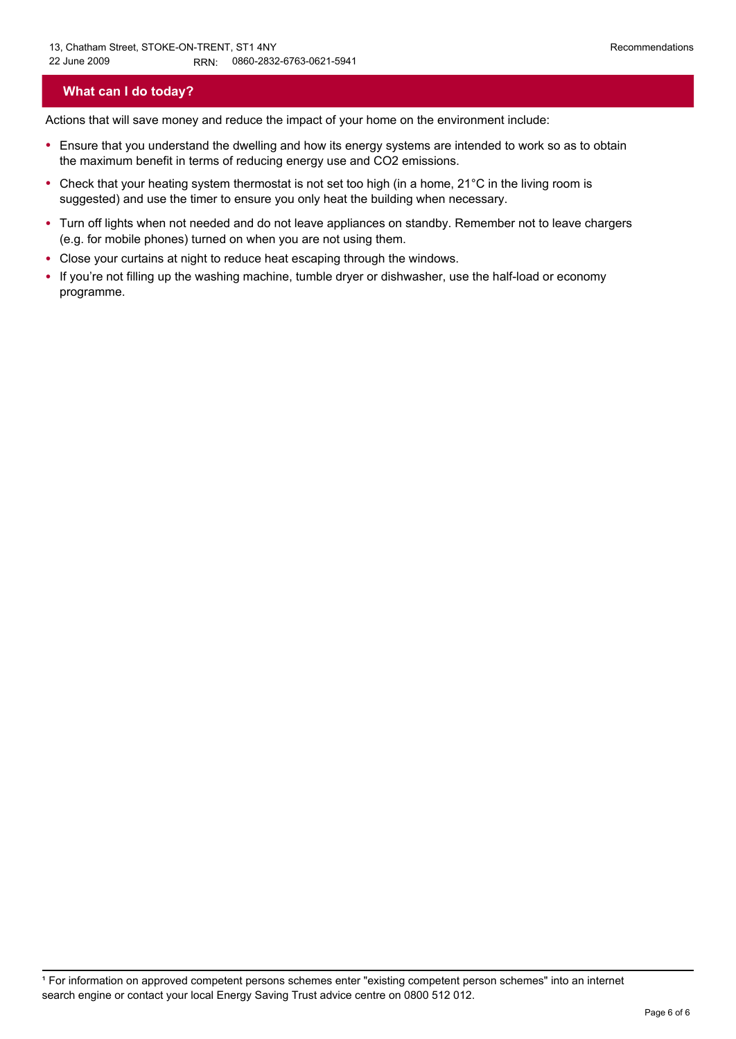## What can I do today?

Actions that will save money and reduce the impact of your home on the environment include:

- Ensure that you understand the dwelling and how its energy systems are intended to work so as to obtain the maximum benefit in terms of reducing energy use and $CO_2$ emissions.
- Check that your heating system thermostat is not set too high (in a home, 21°C in the living room is suggested) and use the timer to ensure you only heat the building when necessary.
- Turn off lights when not needed and do not leave appliances on standby. Remember not to leave chargers (e.g. for mobile phones) turned on when you are not using them.
- Close your curtains at night to reduce heat escaping through the windows.
- If you're not filling up the washing machine, tumble dryer or dishwasher, use the half-load or economy programme.

---

[1] For information on approved competent persons schemes enter "existing competent person schemes" into an internet search engine or contact your local Energy Saving Trust advice centre on 0800 512 012.